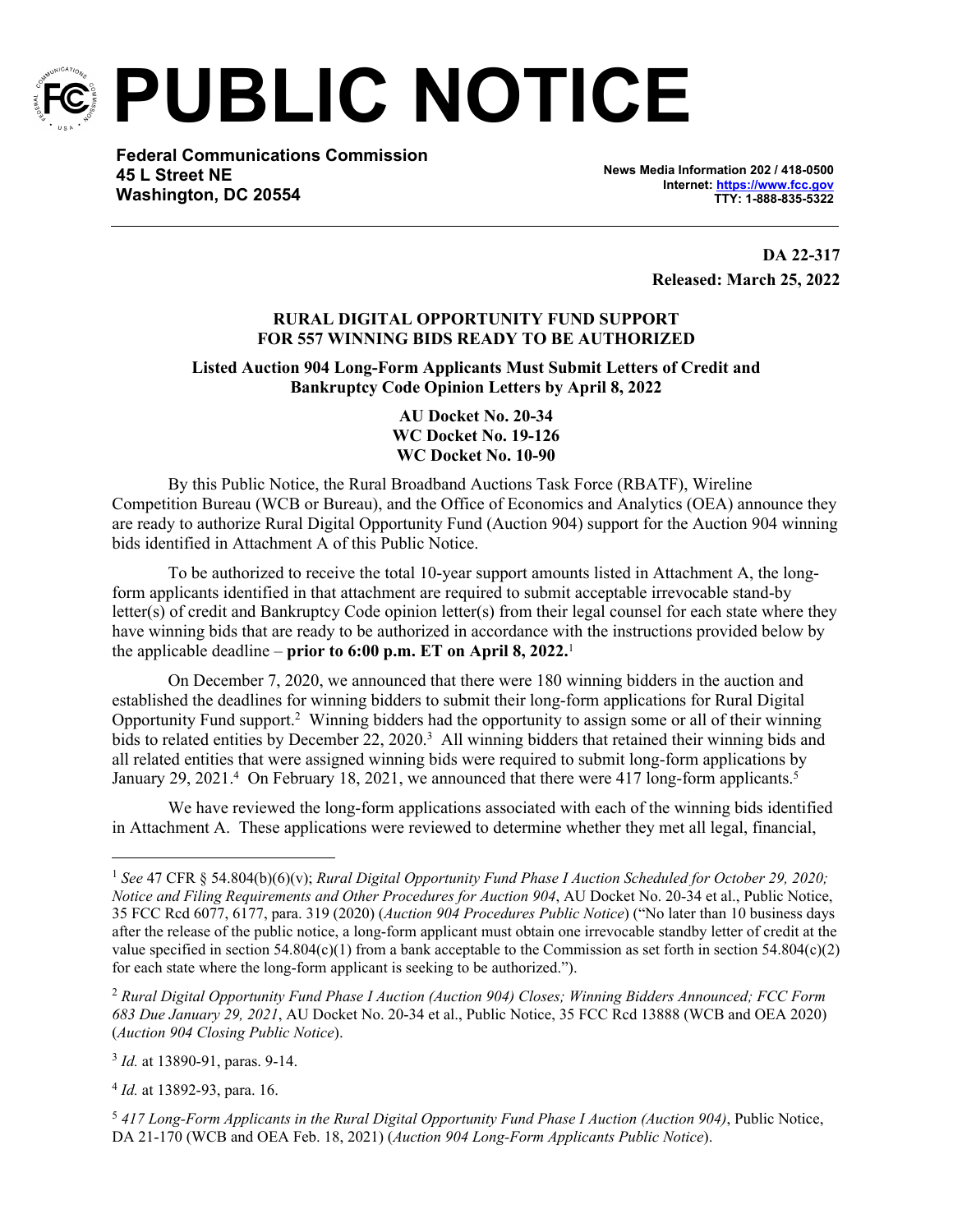# PUBLIC NOTICE

**Federal Communications Commission**
**45 L Street NE**
**Washington, DC 20554**

**News Media Information 202 / 418-0500**
**Internet: https://www.fcc.gov**
**TTY: 1-888-835-5322**

**DA 22-317**
**Released: March 25, 2022**

**RURAL DIGITAL OPPORTUNITY FUND SUPPORT FOR 557 WINNING BIDS READY TO BE AUTHORIZED**

**Listed Auction 904 Long-Form Applicants Must Submit Letters of Credit and Bankruptcy Code Opinion Letters by April 8, 2022**

**AU Docket No. 20-34**
**WC Docket No. 19-126**
**WC Docket No. 10-90**

By this Public Notice, the Rural Broadband Auctions Task Force (RBATF), Wireline Competition Bureau (WCB or Bureau), and the Office of Economics and Analytics (OEA) announce they are ready to authorize Rural Digital Opportunity Fund (Auction 904) support for the Auction 904 winning bids identified in Attachment A of this Public Notice.

To be authorized to receive the total 10-year support amounts listed in Attachment A, the long-form applicants identified in that attachment are required to submit acceptable irrevocable stand-by letter(s) of credit and Bankruptcy Code opinion letter(s) from their legal counsel for each state where they have winning bids that are ready to be authorized in accordance with the instructions provided below by the applicable deadline – **prior to 6:00 p.m. ET on April 8, 2022.**[1]

On December 7, 2020, we announced that there were 180 winning bidders in the auction and established the deadlines for winning bidders to submit their long-form applications for Rural Digital Opportunity Fund support.[2] Winning bidders had the opportunity to assign some or all of their winning bids to related entities by December 22, 2020.[3] All winning bidders that retained their winning bids and all related entities that were assigned winning bids were required to submit long-form applications by January 29, 2021.[4] On February 18, 2021, we announced that there were 417 long-form applicants.[5]

We have reviewed the long-form applications associated with each of the winning bids identified in Attachment A. These applications were reviewed to determine whether they met all legal, financial,

---

[1] *See* 47 CFR § 54.804(b)(6)(v); *Rural Digital Opportunity Fund Phase I Auction Scheduled for October 29, 2020; Notice and Filing Requirements and Other Procedures for Auction 904*, AU Docket No. 20-34 et al., Public Notice, 35 FCC Rcd 6077, 6177, para. 319 (2020) (*Auction 904 Procedures Public Notice*) ("No later than 10 business days after the release of the public notice, a long-form applicant must obtain one irrevocable standby letter of credit at the value specified in section 54.804(c)(1) from a bank acceptable to the Commission as set forth in section 54.804(c)(2) for each state where the long-form applicant is seeking to be authorized.").

[2] *Rural Digital Opportunity Fund Phase I Auction (Auction 904) Closes; Winning Bidders Announced; FCC Form 683 Due January 29, 2021*, AU Docket No. 20-34 et al., Public Notice, 35 FCC Rcd 13888 (WCB and OEA 2020) (*Auction 904 Closing Public Notice*).

[3] *Id.* at 13890-91, paras. 9-14.

[4] *Id.* at 13892-93, para. 16.

[5] *417 Long-Form Applicants in the Rural Digital Opportunity Fund Phase I Auction (Auction 904)*, Public Notice, DA 21-170 (WCB and OEA Feb. 18, 2021) (*Auction 904 Long-Form Applicants Public Notice*).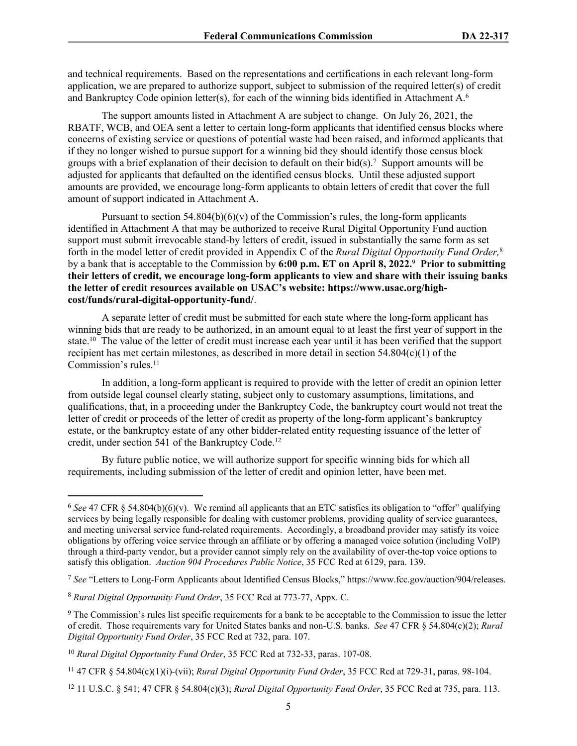and technical requirements. Based on the representations and certifications in each relevant long-form application, we are prepared to authorize support, subject to submission of the required letter(s) of credit and Bankruptcy Code opinion letter(s), for each of the winning bids identified in Attachment A.[6]

The support amounts listed in Attachment A are subject to change. On July 26, 2021, the RBATF, WCB, and OEA sent a letter to certain long-form applicants that identified census blocks where concerns of existing service or questions of potential waste had been raised, and informed applicants that if they no longer wished to pursue support for a winning bid they should identify those census block groups with a brief explanation of their decision to default on their bid(s).[7] Support amounts will be adjusted for applicants that defaulted on the identified census blocks. Until these adjusted support amounts are provided, we encourage long-form applicants to obtain letters of credit that cover the full amount of support indicated in Attachment A.

Pursuant to section 54.804(b)(6)(v) of the Commission's rules, the long-form applicants identified in Attachment A that may be authorized to receive Rural Digital Opportunity Fund auction support must submit irrevocable stand-by letters of credit, issued in substantially the same form as set forth in the model letter of credit provided in Appendix C of the *Rural Digital Opportunity Fund Order,*[8] by a bank that is acceptable to the Commission by **6:00 p.m. ET on April 8, 2022.**[9] **Prior to submitting their letters of credit, we encourage long-form applicants to view and share with their issuing banks the letter of credit resources available on USAC's website: https://www.usac.org/high-cost/funds/rural-digital-opportunity-fund/**.

A separate letter of credit must be submitted for each state where the long-form applicant has winning bids that are ready to be authorized, in an amount equal to at least the first year of support in the state.[10] The value of the letter of credit must increase each year until it has been verified that the support recipient has met certain milestones, as described in more detail in section 54.804(c)(1) of the Commission's rules.[11]

In addition, a long-form applicant is required to provide with the letter of credit an opinion letter from outside legal counsel clearly stating, subject only to customary assumptions, limitations, and qualifications, that, in a proceeding under the Bankruptcy Code, the bankruptcy court would not treat the letter of credit or proceeds of the letter of credit as property of the long-form applicant's bankruptcy estate, or the bankruptcy estate of any other bidder-related entity requesting issuance of the letter of credit, under section 541 of the Bankruptcy Code.[12]

By future public notice, we will authorize support for specific winning bids for which all requirements, including submission of the letter of credit and opinion letter, have been met.

---

[6] *See* 47 CFR § 54.804(b)(6)(v). We remind all applicants that an ETC satisfies its obligation to "offer" qualifying services by being legally responsible for dealing with customer problems, providing quality of service guarantees, and meeting universal service fund-related requirements. Accordingly, a broadband provider may satisfy its voice obligations by offering voice service through an affiliate or by offering a managed voice solution (including VoIP) through a third-party vendor, but a provider cannot simply rely on the availability of over-the-top voice options to satisfy this obligation. *Auction 904 Procedures Public Notice*, 35 FCC Rcd at 6129, para. 139.

[7] *See* "Letters to Long-Form Applicants about Identified Census Blocks," https://www.fcc.gov/auction/904/releases.

[8] *Rural Digital Opportunity Fund Order*, 35 FCC Rcd at 773-77, Appx. C.

[9] The Commission's rules list specific requirements for a bank to be acceptable to the Commission to issue the letter of credit. Those requirements vary for United States banks and non-U.S. banks. *See* 47 CFR § 54.804(c)(2); *Rural Digital Opportunity Fund Order*, 35 FCC Rcd at 732, para. 107.

[10] *Rural Digital Opportunity Fund Order*, 35 FCC Rcd at 732-33, paras. 107-08.

[11] 47 CFR § 54.804(c)(1)(i)-(vii); *Rural Digital Opportunity Fund Order*, 35 FCC Rcd at 729-31, paras. 98-104.

[12] 11 U.S.C. § 541; 47 CFR § 54.804(c)(3); *Rural Digital Opportunity Fund Order*, 35 FCC Rcd at 735, para. 113.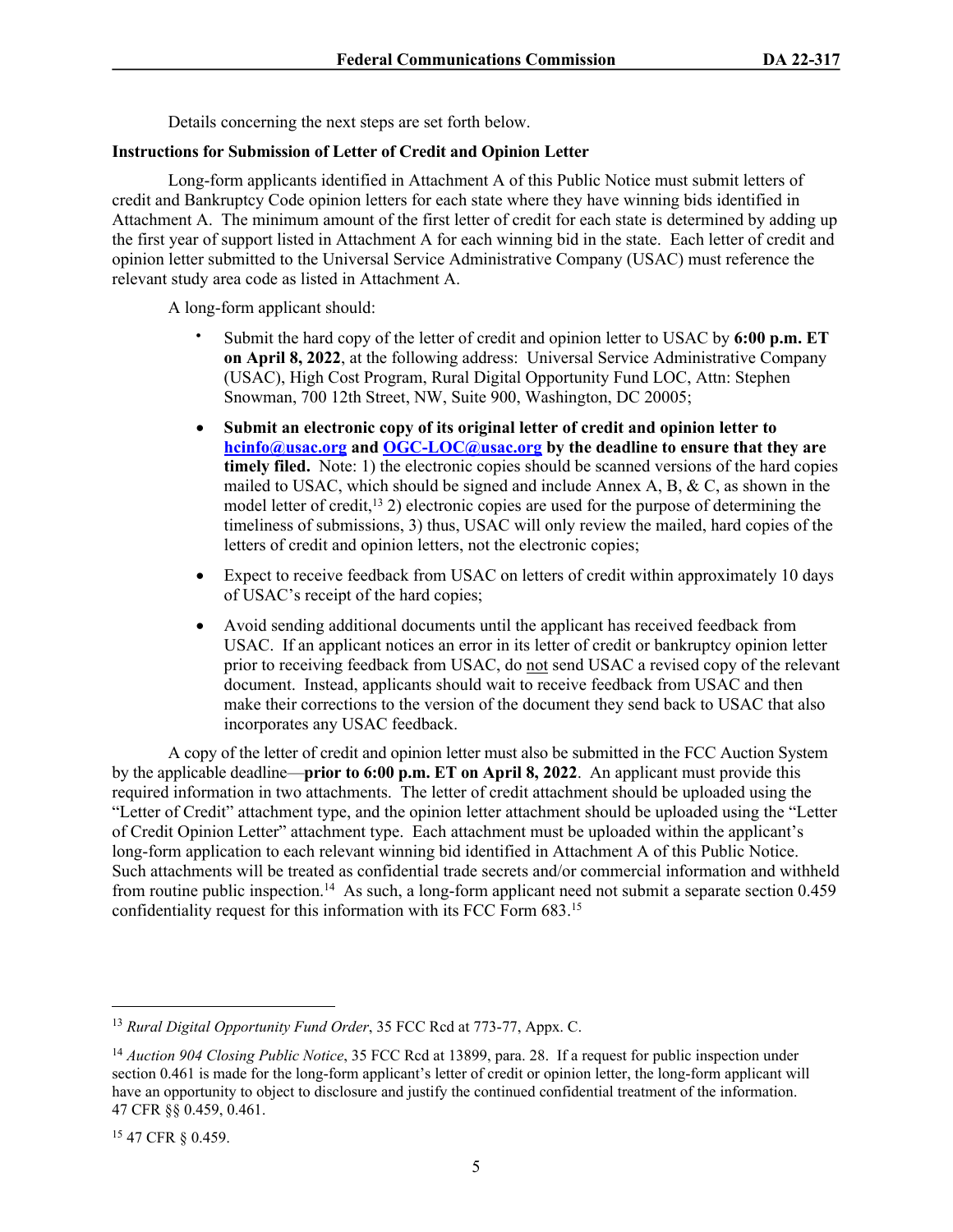Details concerning the next steps are set forth below.

**Instructions for Submission of Letter of Credit and Opinion Letter**

Long-form applicants identified in Attachment A of this Public Notice must submit letters of credit and Bankruptcy Code opinion letters for each state where they have winning bids identified in Attachment A. The minimum amount of the first letter of credit for each state is determined by adding up the first year of support listed in Attachment A for each winning bid in the state. Each letter of credit and opinion letter submitted to the Universal Service Administrative Company (USAC) must reference the relevant study area code as listed in Attachment A.

A long-form applicant should:

- Submit the hard copy of the letter of credit and opinion letter to USAC by **6:00 p.m. ET on April 8, 2022**, at the following address: Universal Service Administrative Company (USAC), High Cost Program, Rural Digital Opportunity Fund LOC, Attn: Stephen Snowman, 700 12th Street, NW, Suite 900, Washington, DC 20005;
- **Submit an electronic copy of its original letter of credit and opinion letter to hcinfo@usac.org and OGC-LOC@usac.org by the deadline to ensure that they are timely filed.** Note: 1) the electronic copies should be scanned versions of the hard copies mailed to USAC, which should be signed and include Annex A, B, & C, as shown in the model letter of credit,[13] 2) electronic copies are used for the purpose of determining the timeliness of submissions, 3) thus, USAC will only review the mailed, hard copies of the letters of credit and opinion letters, not the electronic copies;
- Expect to receive feedback from USAC on letters of credit within approximately 10 days of USAC's receipt of the hard copies;
- Avoid sending additional documents until the applicant has received feedback from USAC. If an applicant notices an error in its letter of credit or bankruptcy opinion letter prior to receiving feedback from USAC, do not send USAC a revised copy of the relevant document. Instead, applicants should wait to receive feedback from USAC and then make their corrections to the version of the document they send back to USAC that also incorporates any USAC feedback.

A copy of the letter of credit and opinion letter must also be submitted in the FCC Auction System by the applicable deadline—**prior to 6:00 p.m. ET on April 8, 2022**. An applicant must provide this required information in two attachments. The letter of credit attachment should be uploaded using the "Letter of Credit" attachment type, and the opinion letter attachment should be uploaded using the "Letter of Credit Opinion Letter" attachment type. Each attachment must be uploaded within the applicant's long-form application to each relevant winning bid identified in Attachment A of this Public Notice. Such attachments will be treated as confidential trade secrets and/or commercial information and withheld from routine public inspection.[14] As such, a long-form applicant need not submit a separate section 0.459 confidentiality request for this information with its FCC Form 683.[15]

---

[13] *Rural Digital Opportunity Fund Order*, 35 FCC Rcd at 773-77, Appx. C.

[14] *Auction 904 Closing Public Notice*, 35 FCC Rcd at 13899, para. 28. If a request for public inspection under section 0.461 is made for the long-form applicant's letter of credit or opinion letter, the long-form applicant will have an opportunity to object to disclosure and justify the continued confidential treatment of the information. 47 CFR §§ 0.459, 0.461.

[15] 47 CFR § 0.459.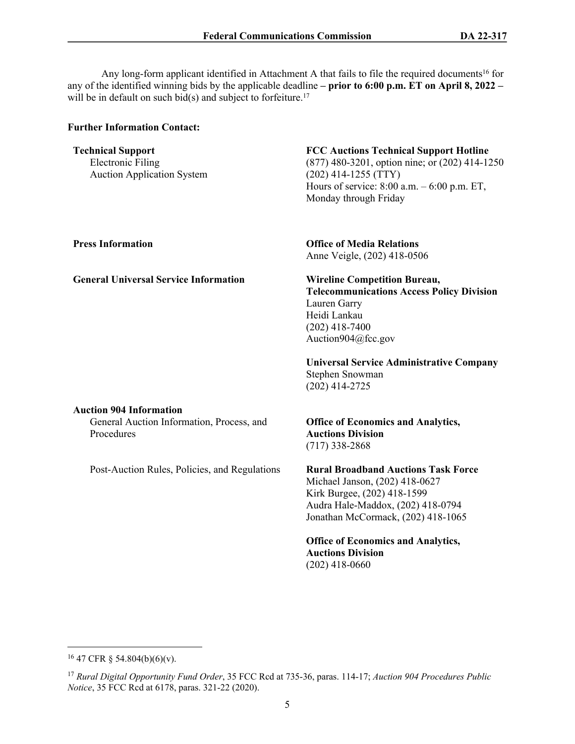Any long-form applicant identified in Attachment A that fails to file the required documents[16] for any of the identified winning bids by the applicable deadline **– prior to 6:00 p.m. ET on April 8, 2022 –** will be in default on such bid(s) and subject to forfeiture.[17]

**Further Information Contact:**

| | |
|---|---|
| **Technical Support**<br>Electronic Filing<br>Auction Application System | **FCC Auctions Technical Support Hotline**<br>(877) 480-3201, option nine; or (202) 414-1250<br>(202) 414-1255 (TTY)<br>Hours of service: 8:00 a.m. – 6:00 p.m. ET, Monday through Friday |
| **Press Information** | **Office of Media Relations**<br>Anne Veigle, (202) 418-0506 |
| **General Universal Service Information** | **Wireline Competition Bureau, Telecommunications Access Policy Division**<br>Lauren Garry<br>Heidi Lankau<br>(202) 418-7400<br>Auction904@fcc.gov |
| | **Universal Service Administrative Company**<br>Stephen Snowman<br>(202) 414-2725 |
| **Auction 904 Information**<br>General Auction Information, Process, and Procedures | **Office of Economics and Analytics, Auctions Division**<br>(717) 338-2868 |
| Post-Auction Rules, Policies, and Regulations | **Rural Broadband Auctions Task Force**<br>Michael Janson, (202) 418-0627<br>Kirk Burgee, (202) 418-1599<br>Audra Hale-Maddox, (202) 418-0794<br>Jonathan McCormack, (202) 418-1065 |
| | **Office of Economics and Analytics, Auctions Division**<br>(202) 418-0660 |

---

[16] 47 CFR § 54.804(b)(6)(v).

[17] *Rural Digital Opportunity Fund Order*, 35 FCC Rcd at 735-36, paras. 114-17; *Auction 904 Procedures Public Notice*, 35 FCC Rcd at 6178, paras. 321-22 (2020).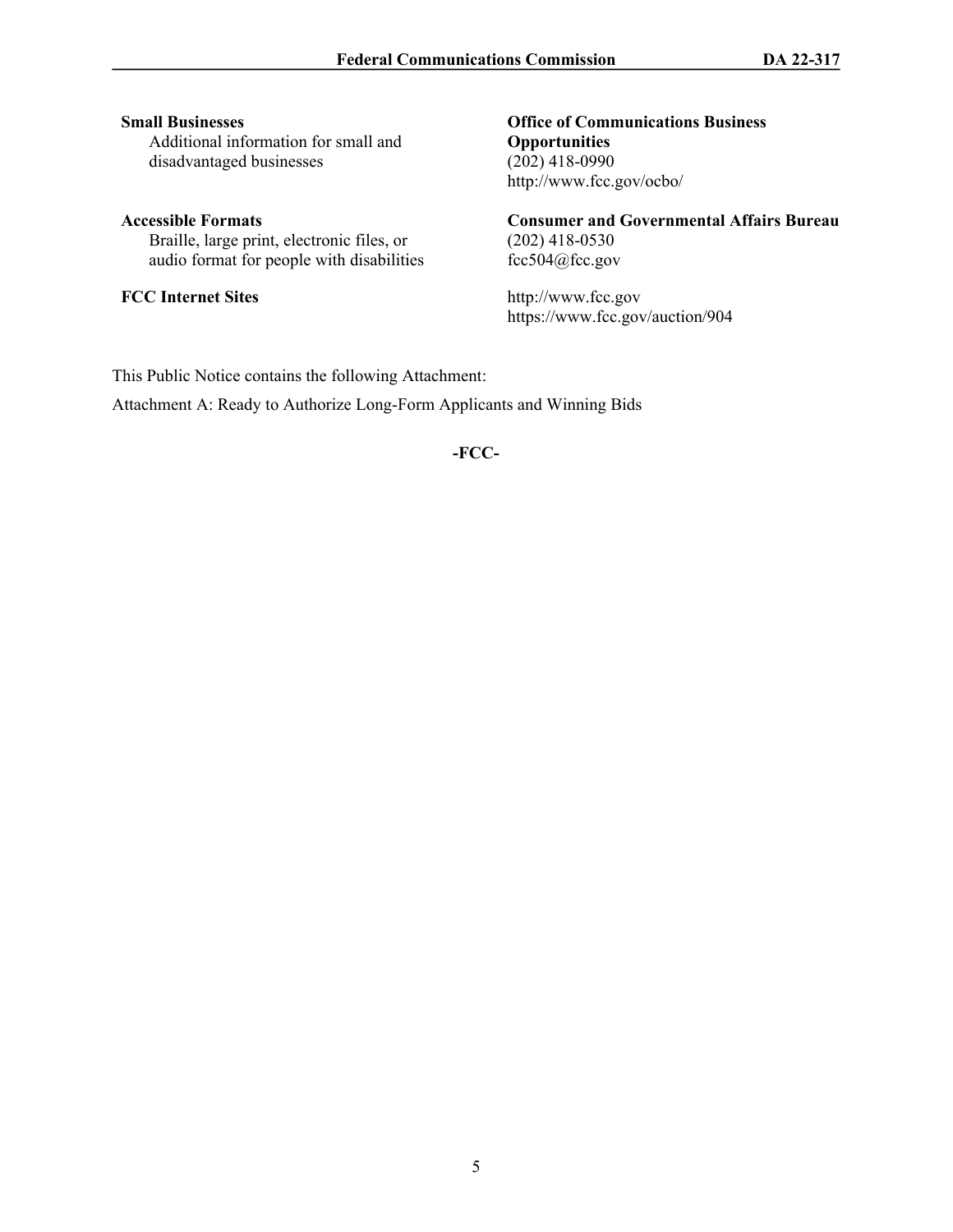| | |
|---|---|
| **Small Businesses**<br>Additional information for small and disadvantaged businesses | **Office of Communications Business Opportunities**<br>(202) 418-0990<br>http://www.fcc.gov/ocbo/ |
| **Accessible Formats**<br>Braille, large print, electronic files, or audio format for people with disabilities | **Consumer and Governmental Affairs Bureau**<br>(202) 418-0530<br>fcc504@fcc.gov |
| **FCC Internet Sites** | http://www.fcc.gov<br>https://www.fcc.gov/auction/904 |

This Public Notice contains the following Attachment:

Attachment A: Ready to Authorize Long-Form Applicants and Winning Bids

**-FCC-**